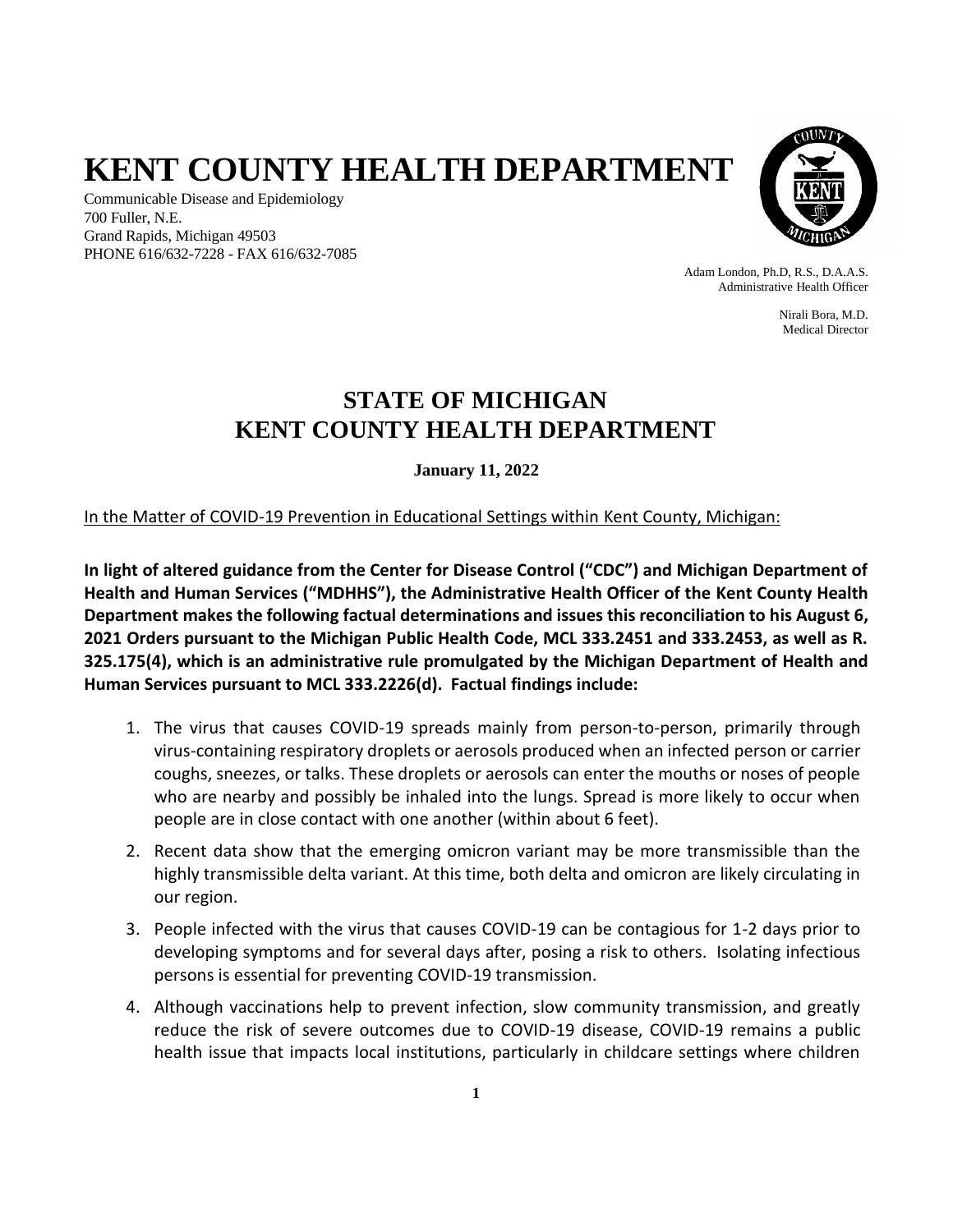# KENT COUNTY HEALTH DEPARTMENT

Communicable Disease and Epidemiology
700 Fuller, N.E.
Grand Rapids, Michigan 49503
PHONE 616/632-7228 - FAX 616/632-7085

Adam London, Ph.D, R.S., D.A.A.S.
Administrative Health Officer

Nirali Bora, M.D.
Medical Director

## STATE OF MICHIGAN
## KENT COUNTY HEALTH DEPARTMENT

**January 11, 2022**

In the Matter of COVID-19 Prevention in Educational Settings within Kent County, Michigan:

**In light of altered guidance from the Center for Disease Control ("CDC") and Michigan Department of Health and Human Services ("MDHHS"), the Administrative Health Officer of the Kent County Health Department makes the following factual determinations and issues this reconciliation to his August 6, 2021 Orders pursuant to the Michigan Public Health Code, MCL 333.2451 and 333.2453, as well as R. 325.175(4), which is an administrative rule promulgated by the Michigan Department of Health and Human Services pursuant to MCL 333.2226(d). Factual findings include:**

1. The virus that causes COVID-19 spreads mainly from person-to-person, primarily through virus-containing respiratory droplets or aerosols produced when an infected person or carrier coughs, sneezes, or talks. These droplets or aerosols can enter the mouths or noses of people who are nearby and possibly be inhaled into the lungs. Spread is more likely to occur when people are in close contact with one another (within about 6 feet).
2. Recent data show that the emerging omicron variant may be more transmissible than the highly transmissible delta variant. At this time, both delta and omicron are likely circulating in our region.
3. People infected with the virus that causes COVID-19 can be contagious for 1-2 days prior to developing symptoms and for several days after, posing a risk to others. Isolating infectious persons is essential for preventing COVID-19 transmission.
4. Although vaccinations help to prevent infection, slow community transmission, and greatly reduce the risk of severe outcomes due to COVID-19 disease, COVID-19 remains a public health issue that impacts local institutions, particularly in childcare settings where children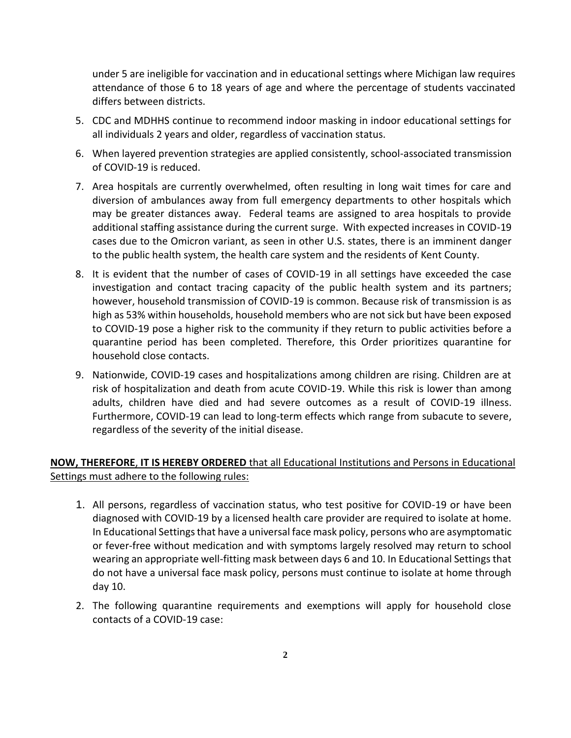under 5 are ineligible for vaccination and in educational settings where Michigan law requires attendance of those 6 to 18 years of age and where the percentage of students vaccinated differs between districts.

5. CDC and MDHHS continue to recommend indoor masking in indoor educational settings for all individuals 2 years and older, regardless of vaccination status.
6. When layered prevention strategies are applied consistently, school-associated transmission of COVID-19 is reduced.
7. Area hospitals are currently overwhelmed, often resulting in long wait times for care and diversion of ambulances away from full emergency departments to other hospitals which may be greater distances away. Federal teams are assigned to area hospitals to provide additional staffing assistance during the current surge. With expected increases in COVID-19 cases due to the Omicron variant, as seen in other U.S. states, there is an imminent danger to the public health system, the health care system and the residents of Kent County.
8. It is evident that the number of cases of COVID-19 in all settings have exceeded the case investigation and contact tracing capacity of the public health system and its partners; however, household transmission of COVID-19 is common. Because risk of transmission is as high as 53% within households, household members who are not sick but have been exposed to COVID-19 pose a higher risk to the community if they return to public activities before a quarantine period has been completed. Therefore, this Order prioritizes quarantine for household close contacts.
9. Nationwide, COVID-19 cases and hospitalizations among children are rising. Children are at risk of hospitalization and death from acute COVID-19. While this risk is lower than among adults, children have died and had severe outcomes as a result of COVID-19 illness. Furthermore, COVID-19 can lead to long-term effects which range from subacute to severe, regardless of the severity of the initial disease.

**NOW, THEREFORE, IT IS HEREBY ORDERED** that all Educational Institutions and Persons in Educational Settings must adhere to the following rules:

1. All persons, regardless of vaccination status, who test positive for COVID-19 or have been diagnosed with COVID-19 by a licensed health care provider are required to isolate at home. In Educational Settings that have a universal face mask policy, persons who are asymptomatic or fever-free without medication and with symptoms largely resolved may return to school wearing an appropriate well-fitting mask between days 6 and 10. In Educational Settings that do not have a universal face mask policy, persons must continue to isolate at home through day 10.
2. The following quarantine requirements and exemptions will apply for household close contacts of a COVID-19 case: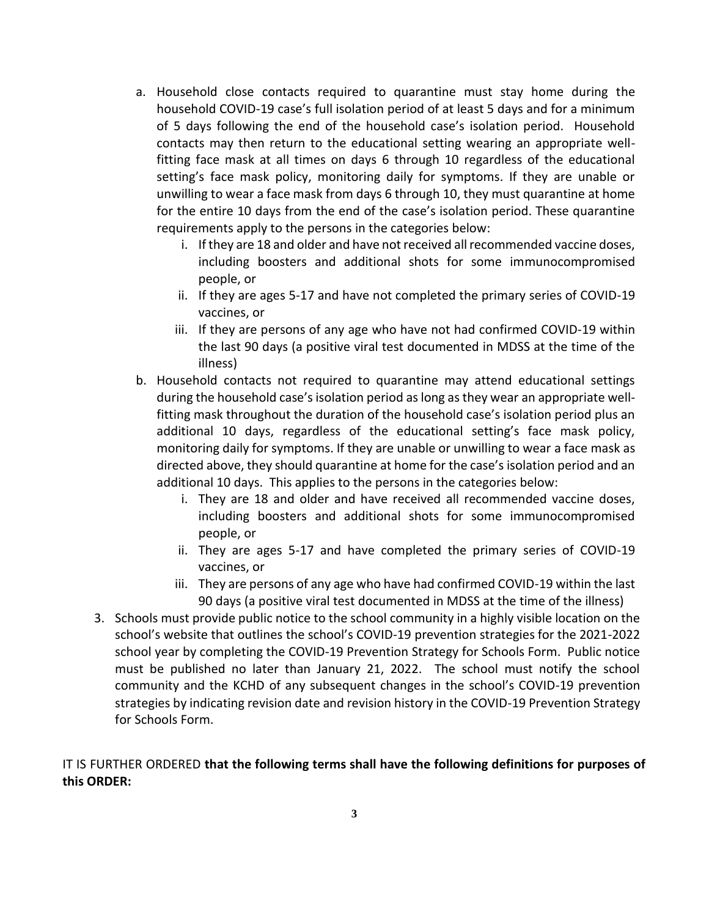a. Household close contacts required to quarantine must stay home during the household COVID-19 case's full isolation period of at least 5 days and for a minimum of 5 days following the end of the household case's isolation period. Household contacts may then return to the educational setting wearing an appropriate well-fitting face mask at all times on days 6 through 10 regardless of the educational setting's face mask policy, monitoring daily for symptoms. If they are unable or unwilling to wear a face mask from days 6 through 10, they must quarantine at home for the entire 10 days from the end of the case's isolation period. These quarantine requirements apply to the persons in the categories below:
    i. If they are 18 and older and have not received all recommended vaccine doses, including boosters and additional shots for some immunocompromised people, or
    ii. If they are ages 5-17 and have not completed the primary series of COVID-19 vaccines, or
    iii. If they are persons of any age who have not had confirmed COVID-19 within the last 90 days (a positive viral test documented in MDSS at the time of the illness)

b. Household contacts not required to quarantine may attend educational settings during the household case's isolation period as long as they wear an appropriate well-fitting mask throughout the duration of the household case's isolation period plus an additional 10 days, regardless of the educational setting's face mask policy, monitoring daily for symptoms. If they are unable or unwilling to wear a face mask as directed above, they should quarantine at home for the case's isolation period and an additional 10 days. This applies to the persons in the categories below:
    i. They are 18 and older and have received all recommended vaccine doses, including boosters and additional shots for some immunocompromised people, or
    ii. They are ages 5-17 and have completed the primary series of COVID-19 vaccines, or
    iii. They are persons of any age who have had confirmed COVID-19 within the last 90 days (a positive viral test documented in MDSS at the time of the illness)

3. Schools must provide public notice to the school community in a highly visible location on the school's website that outlines the school's COVID-19 prevention strategies for the 2021-2022 school year by completing the COVID-19 Prevention Strategy for Schools Form. Public notice must be published no later than January 21, 2022. The school must notify the school community and the KCHD of any subsequent changes in the school's COVID-19 prevention strategies by indicating revision date and revision history in the COVID-19 Prevention Strategy for Schools Form.

IT IS FURTHER ORDERED **that the following terms shall have the following definitions for purposes of this ORDER:**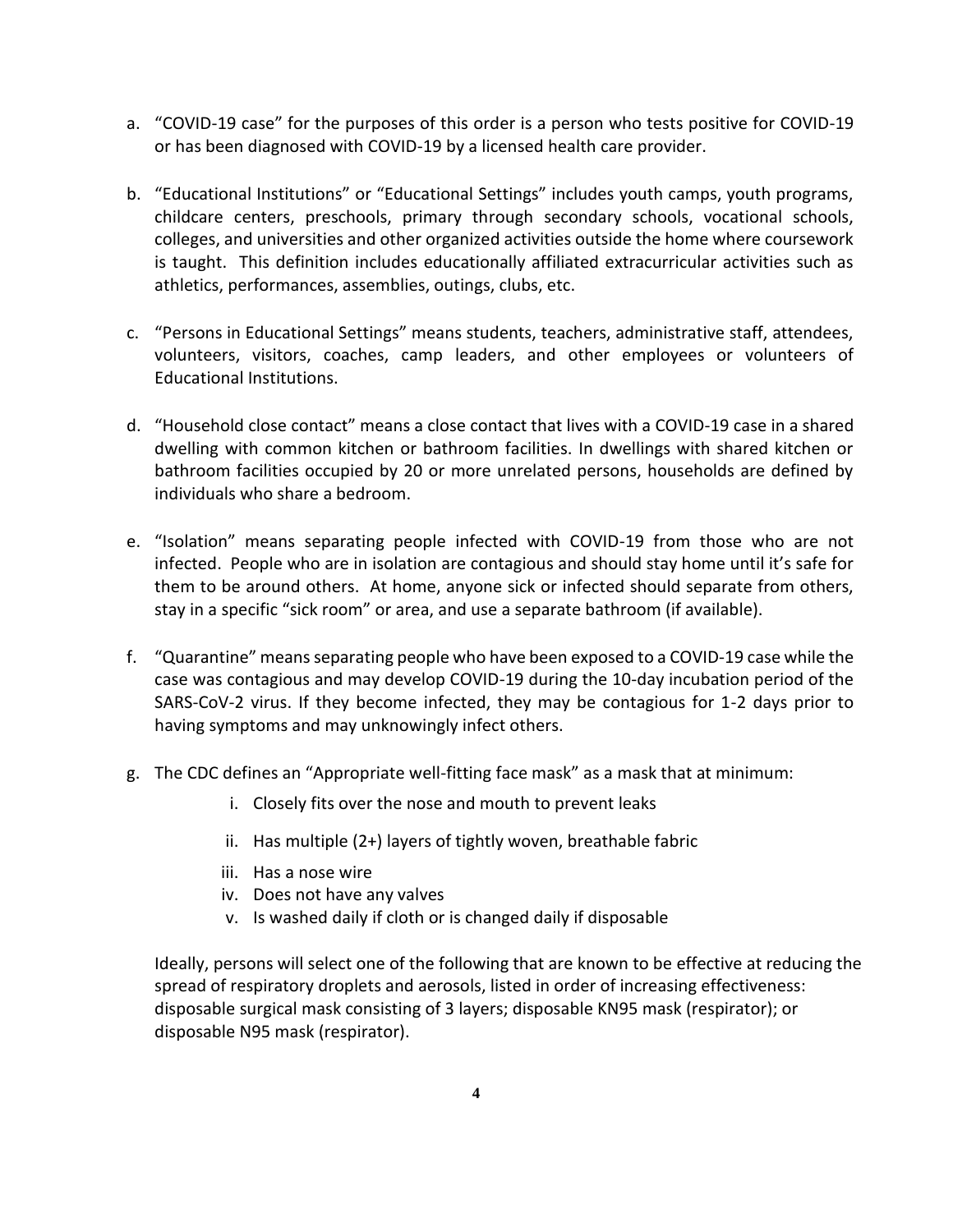a. "COVID-19 case" for the purposes of this order is a person who tests positive for COVID-19 or has been diagnosed with COVID-19 by a licensed health care provider.

b. "Educational Institutions" or "Educational Settings" includes youth camps, youth programs, childcare centers, preschools, primary through secondary schools, vocational schools, colleges, and universities and other organized activities outside the home where coursework is taught. This definition includes educationally affiliated extracurricular activities such as athletics, performances, assemblies, outings, clubs, etc.

c. "Persons in Educational Settings" means students, teachers, administrative staff, attendees, volunteers, visitors, coaches, camp leaders, and other employees or volunteers of Educational Institutions.

d. "Household close contact" means a close contact that lives with a COVID-19 case in a shared dwelling with common kitchen or bathroom facilities. In dwellings with shared kitchen or bathroom facilities occupied by 20 or more unrelated persons, households are defined by individuals who share a bedroom.

e. "Isolation" means separating people infected with COVID-19 from those who are not infected. People who are in isolation are contagious and should stay home until it's safe for them to be around others. At home, anyone sick or infected should separate from others, stay in a specific "sick room" or area, and use a separate bathroom (if available).

f. "Quarantine" means separating people who have been exposed to a COVID-19 case while the case was contagious and may develop COVID-19 during the 10-day incubation period of the SARS-CoV-2 virus. If they become infected, they may be contagious for 1-2 days prior to having symptoms and may unknowingly infect others.

g. The CDC defines an "Appropriate well-fitting face mask" as a mask that at minimum:

    i. Closely fits over the nose and mouth to prevent leaks
    ii. Has multiple (2+) layers of tightly woven, breathable fabric
    iii. Has a nose wire
    iv. Does not have any valves
    v. Is washed daily if cloth or is changed daily if disposable

   Ideally, persons will select one of the following that are known to be effective at reducing the spread of respiratory droplets and aerosols, listed in order of increasing effectiveness: disposable surgical mask consisting of 3 layers; disposable KN95 mask (respirator); or disposable N95 mask (respirator).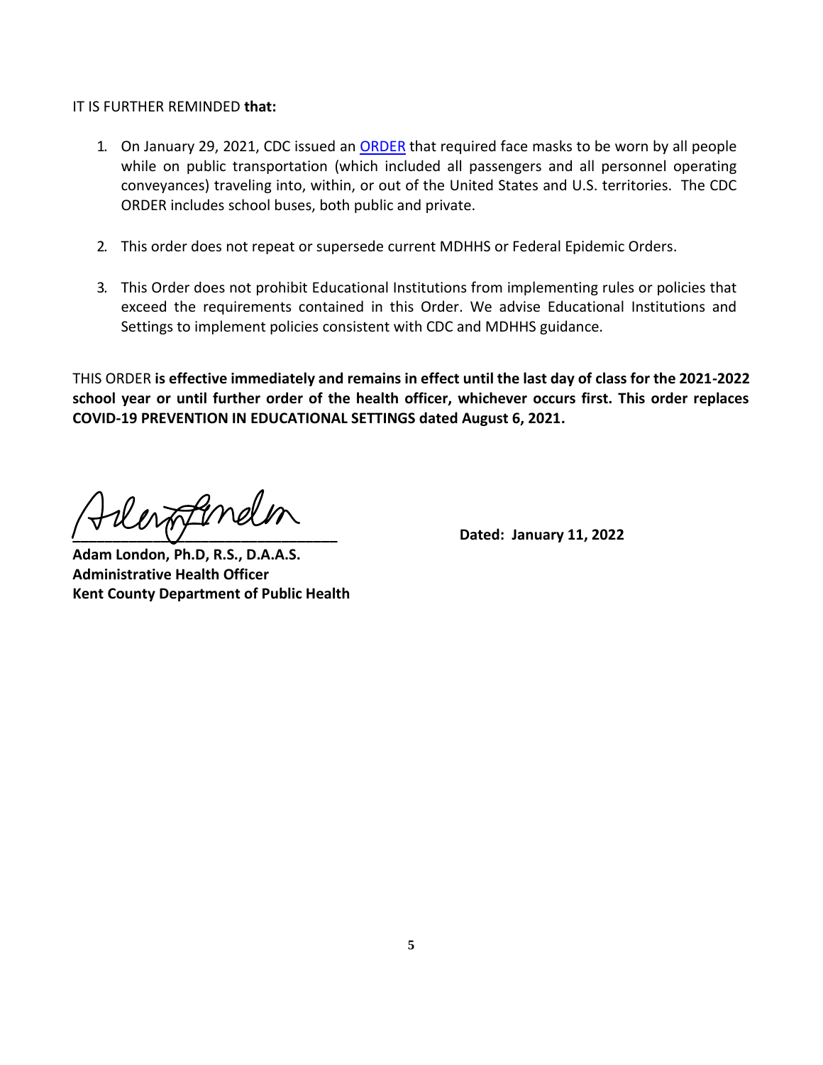IT IS FURTHER REMINDED **that:**

1. On January 29, 2021, CDC issued an ORDER that required face masks to be worn by all people while on public transportation (which included all passengers and all personnel operating conveyances) traveling into, within, or out of the United States and U.S. territories. The CDC ORDER includes school buses, both public and private.

2. This order does not repeat or supersede current MDHHS or Federal Epidemic Orders.

3. This Order does not prohibit Educational Institutions from implementing rules or policies that exceed the requirements contained in this Order. We advise Educational Institutions and Settings to implement policies consistent with CDC and MDHHS guidance.

THIS ORDER **is effective immediately and remains in effect until the last day of class for the 2021-2022 school year or until further order of the health officer, whichever occurs first. This order replaces COVID-19 PREVENTION IN EDUCATIONAL SETTINGS dated August 6, 2021.**

\_\_\_\_\_\_\_\_\_\_\_\_\_\_\_\_\_\_\_\_\_\_\_\_\_\_\_\_\_\_\_\_\_\_ **Dated: January 11, 2022**

**Adam London, Ph.D, R.S., D.A.A.S.**
**Administrative Health Officer**
**Kent County Department of Public Health**